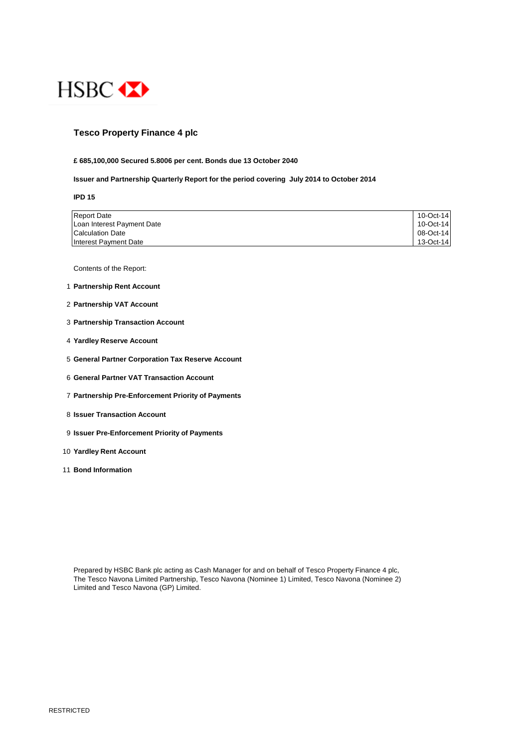HSBC

# Tesco Property Finance 4 plc

**£ 685,100,000 Secured 5.8006 per cent. Bonds due 13 October 2040**

**Issuer and Partnership Quarterly Report for the period covering July 2014 to October 2014**

**IPD 15**

| | |
|---|---|
| Report Date | 10-Oct-14 |
| Loan Interest Payment Date | 10-Oct-14 |
| Calculation Date | 08-Oct-14 |
| Interest Payment Date | 13-Oct-14 |

Contents of the Report:

1. **Partnership Rent Account**
2. **Partnership VAT Account**
3. **Partnership Transaction Account**
4. **Yardley Reserve Account**
5. **General Partner Corporation Tax Reserve Account**
6. **General Partner VAT Transaction Account**
7. **Partnership Pre-Enforcement Priority of Payments**
8. **Issuer Transaction Account**
9. **Issuer Pre-Enforcement Priority of Payments**
10. **Yardley Rent Account**
11. **Bond Information**

Prepared by HSBC Bank plc acting as Cash Manager for and on behalf of Tesco Property Finance 4 plc, The Tesco Navona Limited Partnership, Tesco Navona (Nominee 1) Limited, Tesco Navona (Nominee 2) Limited and Tesco Navona (GP) Limited.

RESTRICTED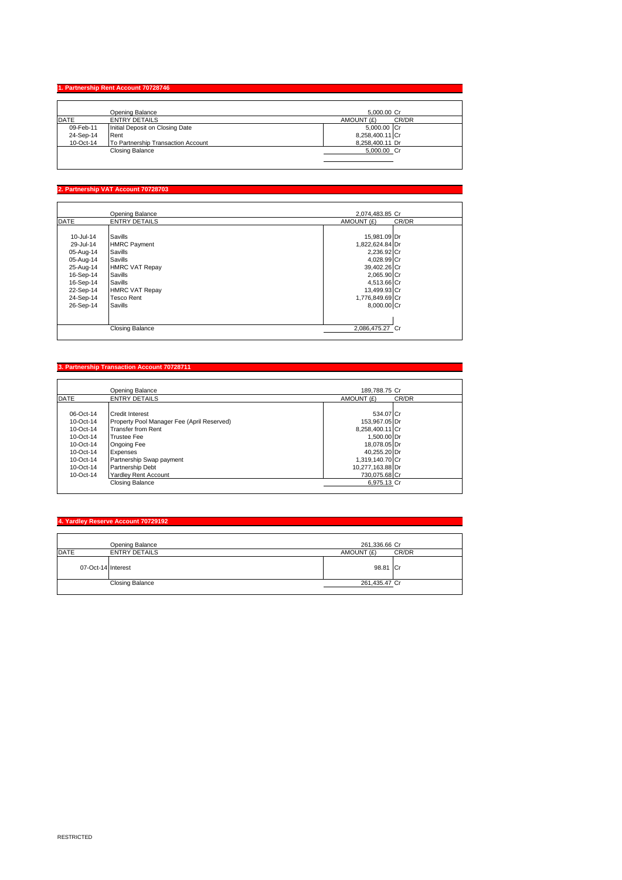## 1. Partnership Rent Account 70728746

| DATE | ENTRY DETAILS | AMOUNT (£) | CR/DR |
|---|---|---|---|
| | Opening Balance | 5,000.00 | Cr |
| 09-Feb-11 | Initial Deposit on Closing Date | 5,000.00 | Cr |
| 24-Sep-14 | Rent | 8,258,400.11 | Cr |
| 10-Oct-14 | To Partnership Transaction Account | 8,258,400.11 | Dr |
| | Closing Balance | 5,000.00 | Cr |

## 2. Partnership VAT Account 70728703

| DATE | ENTRY DETAILS | AMOUNT (£) | CR/DR |
|---|---|---|---|
| | Opening Balance | 2,074,483.85 | Cr |
| 10-Jul-14 | Savills | 15,981.09 | Dr |
| 29-Jul-14 | HMRC Payment | 1,822,624.84 | Dr |
| 05-Aug-14 | Savills | 2,236.92 | Cr |
| 05-Aug-14 | Savills | 4,028.99 | Cr |
| 25-Aug-14 | HMRC VAT Repay | 39,402.26 | Cr |
| 16-Sep-14 | Savills | 2,065.90 | Cr |
| 16-Sep-14 | Savills | 4,513.66 | Cr |
| 22-Sep-14 | HMRC VAT Repay | 13,499.93 | Cr |
| 24-Sep-14 | Tesco Rent | 1,776,849.69 | Cr |
| 26-Sep-14 | Savills | 8,000.00 | Cr |
| | Closing Balance | 2,086,475.27 | Cr |

## 3. Partnership Transaction Account 70728711

| DATE | ENTRY DETAILS | AMOUNT (£) | CR/DR |
|---|---|---|---|
| | Opening Balance | 189,788.75 | Cr |
| 06-Oct-14 | Credit Interest | 534.07 | Cr |
| 10-Oct-14 | Property Pool Manager Fee (April Reserved) | 153,967.05 | Dr |
| 10-Oct-14 | Transfer from Rent | 8,258,400.11 | Cr |
| 10-Oct-14 | Trustee Fee | 1,500.00 | Dr |
| 10-Oct-14 | Ongoing Fee | 18,078.05 | Dr |
| 10-Oct-14 | Expenses | 40,255.20 | Dr |
| 10-Oct-14 | Partnership Swap payment | 1,319,140.70 | Cr |
| 10-Oct-14 | Partnership Debt | 10,277,163.88 | Dr |
| 10-Oct-14 | Yardley Rent Account | 730,075.68 | Cr |
| | Closing Balance | 6,975.13 | Cr |

## 4. Yardley Reserve Account 70729192

| DATE | ENTRY DETAILS | AMOUNT (£) | CR/DR |
|---|---|---|---|
| | Opening Balance | 261,336.66 | Cr |
| 07-Oct-14 | Interest | 98.81 | Cr |
| | Closing Balance | 261,435.47 | Cr |

RESTRICTED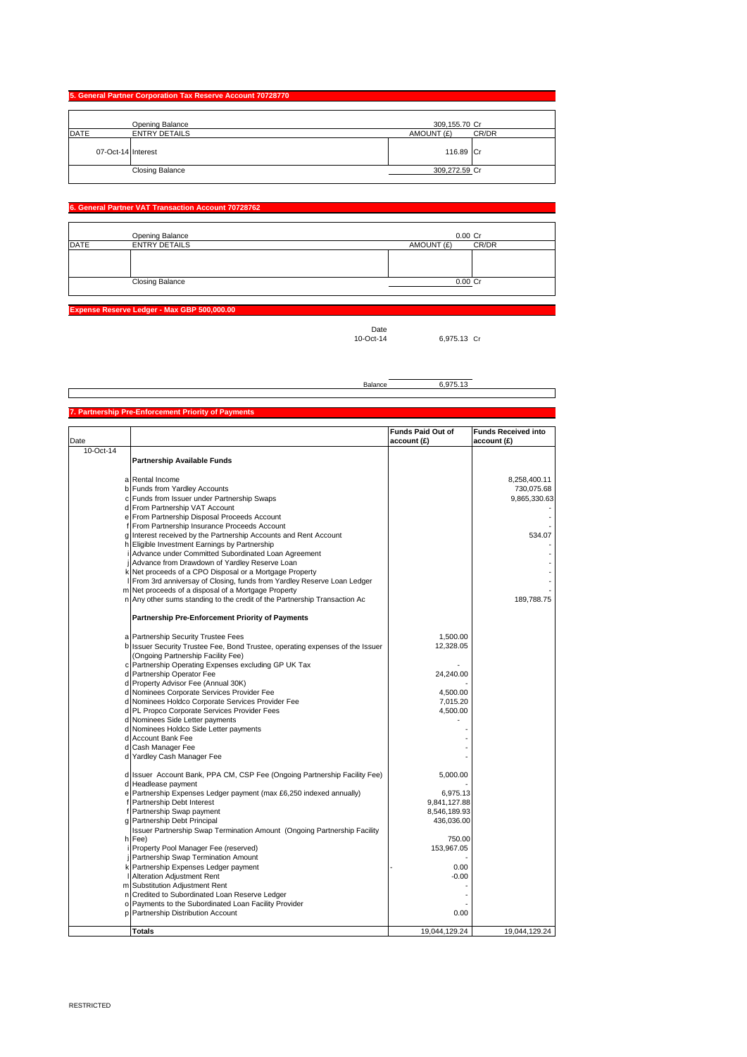### 5. General Partner Corporation Tax Reserve Account 70728770

| DATE | ENTRY DETAILS | AMOUNT (£) | CR/DR |
|---|---|---|---|
| | Opening Balance | 309,155.70 | Cr |
| 07-Oct-14 | Interest | 116.89 | Cr |
| | Closing Balance | 309,272.59 | Cr |

### 6. General Partner VAT Transaction Account 70728762

| DATE | ENTRY DETAILS | AMOUNT (£) | CR/DR |
|---|---|---|---|
| | Opening Balance | 0.00 | Cr |
| | | | |
| | Closing Balance | 0.00 | Cr |

### Expense Reserve Ledger - Max GBP 500,000.00

| Date | | |
|---|---|---|
| 10-Oct-14 | 6,975.13 | Cr |
| Balance | 6,975.13 | |

### 7. Partnership Pre-Enforcement Priority of Payments

| Date | | | Funds Paid Out of account (£) | Funds Received into account (£) |
|---|---|---|---|---|
| 10-Oct-14 | | **Partnership Available Funds** | | |
| | a | Rental Income | | 8,258,400.11 |
| | b | Funds from Yardley Accounts | | 730,075.68 |
| | c | Funds from Issuer under Partnership Swaps | | 9,865,330.63 |
| | d | From Partnership VAT Account | | - |
| | e | From Partnership Disposal Proceeds Account | | - |
| | f | From Partnership Insurance Proceeds Account | | - |
| | g | Interest received by the Partnership Accounts and Rent Account | | 534.07 |
| | h | Eligible Investment Earnings by Partnership | | - |
| | i | Advance under Committed Subordinated Loan Agreement | | - |
| | j | Advance from Drawdown of Yardley Reserve Loan | | - |
| | k | Net proceeds of a CPO Disposal or a Mortgage Property | | - |
| | l | From 3rd anniversay of Closing, funds from Yardley Reserve Loan Ledger | | - |
| | m | Net proceeds of a disposal of a Mortgage Property | | - |
| | n | Any other sums standing to the credit of the Partnership Transaction Ac | | 189,788.75 |
| | | **Partnership Pre-Enforcement Priority of Payments** | | |
| | a | Partnership Security Trustee Fees | 1,500.00 | |
| | b | Issuer Security Trustee Fee, Bond Trustee, operating expenses of the Issuer (Ongoing Partnership Facility Fee) | 12,328.05 | |
| | c | Partnership Operating Expenses excluding GP UK Tax | - | |
| | d | Partnership Operator Fee | 24,240.00 | |
| | d | Property Advisor Fee (Annual 30K) | - | |
| | d | Nominees Corporate Services Provider Fee | 4,500.00 | |
| | d | Nominees Holdco Corporate Services Provider Fee | 7,015.20 | |
| | d | PL Propco Corporate Services Provider Fees | 4,500.00 | |
| | d | Nominees Side Letter payments | - | |
| | d | Nominees Holdco Side Letter payments | - | |
| | d | Account Bank Fee | - | |
| | d | Cash Manager Fee | - | |
| | d | Yardley Cash Manager Fee | - | |
| | d | Issuer Account Bank, PPA CM, CSP Fee (Ongoing Partnership Facility Fee) | 5,000.00 | |
| | d | Headlease payment | - | |
| | e | Partnership Expenses Ledger payment (max £6,250 indexed annually) | 6,975.13 | |
| | f | Partnership Debt Interest | 9,841,127.88 | |
| | f | Partnership Swap payment | 8,546,189.93 | |
| | g | Partnership Debt Principal | 436,036.00 | |
| | h | Issuer Partnership Swap Termination Amount (Ongoing Partnership Facility Fee) | 750.00 | |
| | i | Property Pool Manager Fee (reserved) | 153,967.05 | |
| | j | Partnership Swap Termination Amount | - | |
| | k | Partnership Expenses Ledger payment | - 0.00 | |
| | l | Alteration Adjustment Rent | -0.00 | |
| | m | Substitution Adjustment Rent | - | |
| | n | Credited to Subordinated Loan Reserve Ledger | - | |
| | o | Payments to the Subordinated Loan Facility Provider | - | |
| | p | Partnership Distribution Account | 0.00 | |
| | | **Totals** | 19,044,129.24 | 19,044,129.24 |

RESTRICTED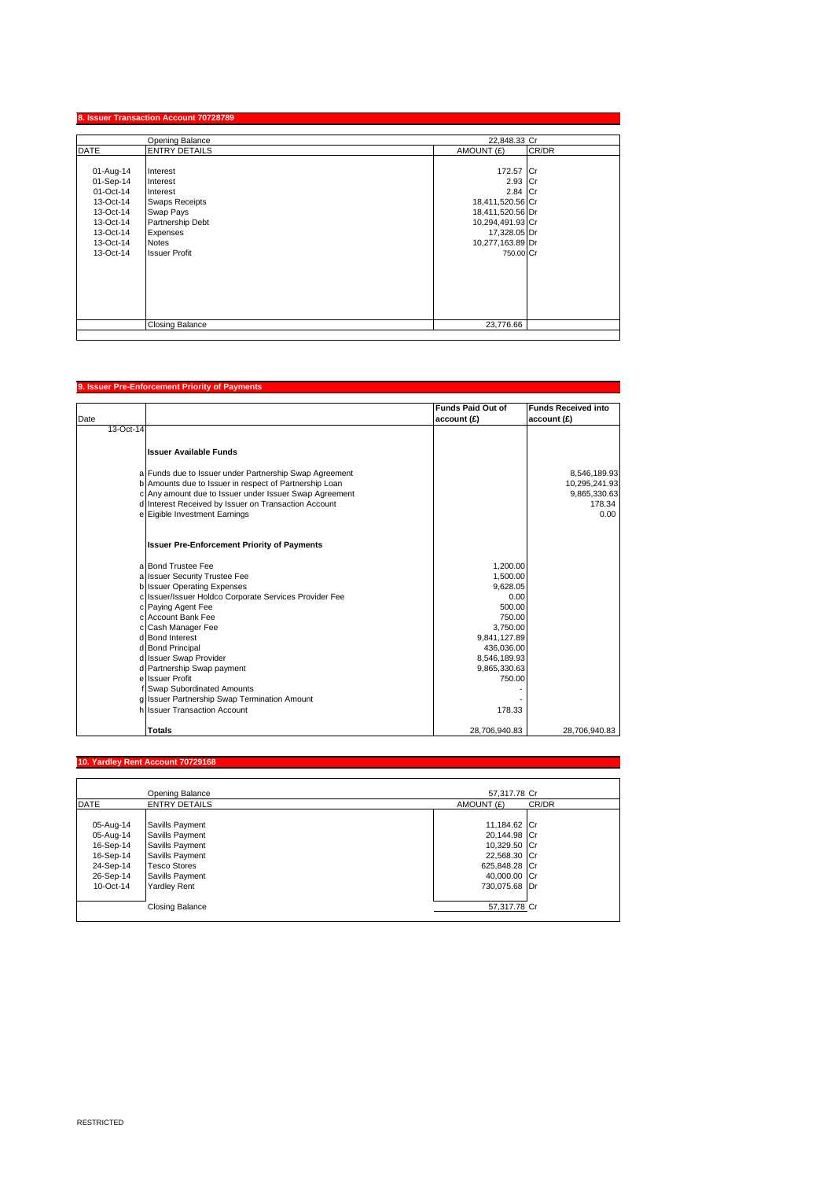## 8. Issuer Transaction Account 70728789

| DATE | ENTRY DETAILS | AMOUNT (£) | CR/DR |
|---|---|---|---|
| | Opening Balance | 22,848.33 | Cr |
| 01-Aug-14 | Interest | 172.57 | Cr |
| 01-Sep-14 | Interest | 2.93 | Cr |
| 01-Oct-14 | Interest | 2.84 | Cr |
| 13-Oct-14 | Swaps Receipts | 18,411,520.56 | Cr |
| 13-Oct-14 | Swap Pays | 18,411,520.56 | Dr |
| 13-Oct-14 | Partnership Debt | 10,294,491.93 | Cr |
| 13-Oct-14 | Expenses | 17,328.05 | Dr |
| 13-Oct-14 | Notes | 10,277,163.89 | Dr |
| 13-Oct-14 | Issuer Profit | 750.00 | Cr |
| | Closing Balance | 23,776.66 | |

## 9. Issuer Pre-Enforcement Priority of Payments

| Date | | | Funds Paid Out of account (£) | Funds Received into account (£) |
|---|---|---|---|---|
| 13-Oct-14 | | | | |
| | | **Issuer Available Funds** | | |
| | a | Funds due to Issuer under Partnership Swap Agreement | | 8,546,189.93 |
| | b | Amounts due to Issuer in respect of Partnership Loan | | 10,295,241.93 |
| | c | Any amount due to Issuer under Issuer Swap Agreement | | 9,865,330.63 |
| | d | Interest Received by Issuer on Transaction Account | | 178.34 |
| | e | Eigible Investment Earnings | | 0.00 |
| | | **Issuer Pre-Enforcement Priority of Payments** | | |
| | a | Bond Trustee Fee | 1,200.00 | |
| | a | Issuer Security Trustee Fee | 1,500.00 | |
| | b | Issuer Operating Expenses | 9,628.05 | |
| | c | Issuer/Issuer Holdco Corporate Services Provider Fee | 0.00 | |
| | c | Paying Agent Fee | 500.00 | |
| | c | Account Bank Fee | 750.00 | |
| | c | Cash Manager Fee | 3,750.00 | |
| | d | Bond Interest | 9,841,127.89 | |
| | d | Bond Principal | 436,036.00 | |
| | d | Issuer Swap Provider | 8,546,189.93 | |
| | d | Partnership Swap payment | 9,865,330.63 | |
| | e | Issuer Profit | 750.00 | |
| | f | Swap Subordinated Amounts | - | |
| | g | Issuer Partnership Swap Termination Amount | - | |
| | h | Issuer Transaction Account | 178.33 | |
| | | **Totals** | 28,706,940.83 | 28,706,940.83 |

## 10. Yardley Rent Account 70729168

| DATE | ENTRY DETAILS | AMOUNT (£) | CR/DR |
|---|---|---|---|
| | Opening Balance | 57,317.78 | Cr |
| 05-Aug-14 | Savills Payment | 11,184.62 | Cr |
| 05-Aug-14 | Savills Payment | 20,144.98 | Cr |
| 16-Sep-14 | Savills Payment | 10,329.50 | Cr |
| 16-Sep-14 | Savills Payment | 22,568.30 | Cr |
| 24-Sep-14 | Tesco Stores | 625,848.28 | Cr |
| 26-Sep-14 | Savills Payment | 40,000.00 | Cr |
| 10-Oct-14 | Yardley Rent | 730,075.68 | Dr |
| | Closing Balance | 57,317.78 | Cr |

RESTRICTED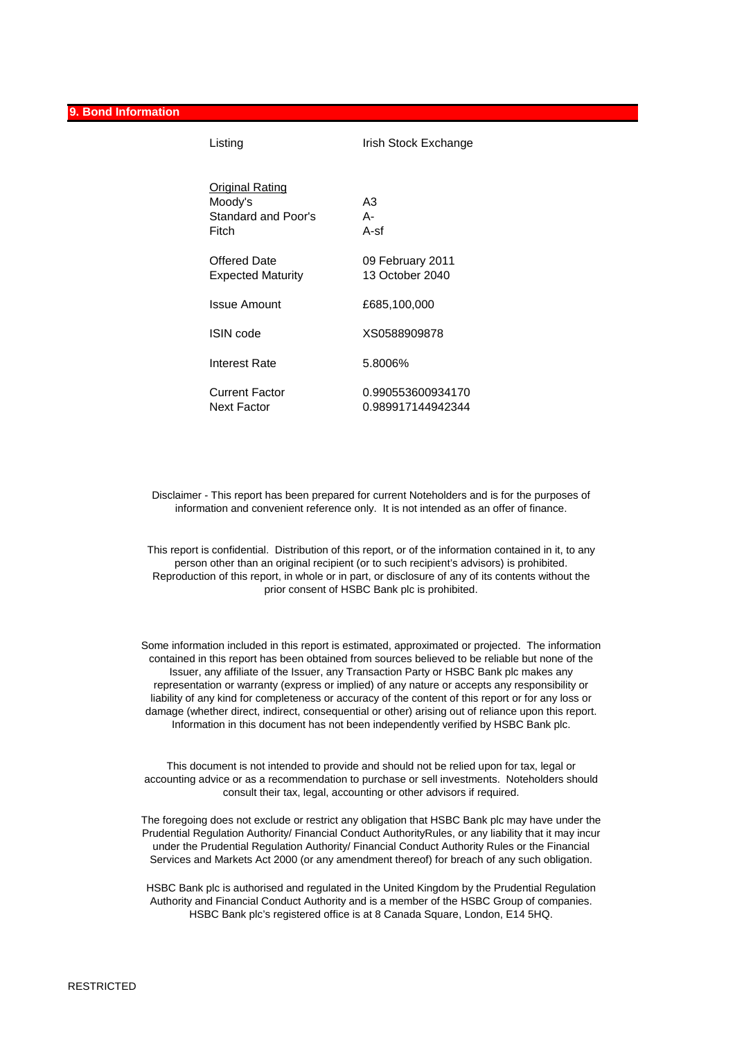## 9. Bond Information

| | |
|---|---|
| Listing | Irish Stock Exchange |
| <u>Original Rating</u> | |
| Moody's | A3 |
| Standard and Poor's | A- |
| Fitch | A-sf |
| Offered Date | 09 February 2011 |
| Expected Maturity | 13 October 2040 |
| Issue Amount | £685,100,000 |
| ISIN code | XS0588909878 |
| Interest Rate | 5.8006% |
| Current Factor | 0.990553600934170 |
| Next Factor | 0.989917144942344 |

Disclaimer - This report has been prepared for current Noteholders and is for the purposes of information and convenient reference only. It is not intended as an offer of finance.

This report is confidential. Distribution of this report, or of the information contained in it, to any person other than an original recipient (or to such recipient's advisors) is prohibited. Reproduction of this report, in whole or in part, or disclosure of any of its contents without the prior consent of HSBC Bank plc is prohibited.

Some information included in this report is estimated, approximated or projected. The information contained in this report has been obtained from sources believed to be reliable but none of the Issuer, any affiliate of the Issuer, any Transaction Party or HSBC Bank plc makes any representation or warranty (express or implied) of any nature or accepts any responsibility or liability of any kind for completeness or accuracy of the content of this report or for any loss or damage (whether direct, indirect, consequential or other) arising out of reliance upon this report. Information in this document has not been independently verified by HSBC Bank plc.

This document is not intended to provide and should not be relied upon for tax, legal or accounting advice or as a recommendation to purchase or sell investments. Noteholders should consult their tax, legal, accounting or other advisors if required.

The foregoing does not exclude or restrict any obligation that HSBC Bank plc may have under the Prudential Regulation Authority/ Financial Conduct AuthorityRules, or any liability that it may incur under the Prudential Regulation Authority/ Financial Conduct Authority Rules or the Financial Services and Markets Act 2000 (or any amendment thereof) for breach of any such obligation.

HSBC Bank plc is authorised and regulated in the United Kingdom by the Prudential Regulation Authority and Financial Conduct Authority and is a member of the HSBC Group of companies. HSBC Bank plc's registered office is at 8 Canada Square, London, E14 5HQ.

RESTRICTED